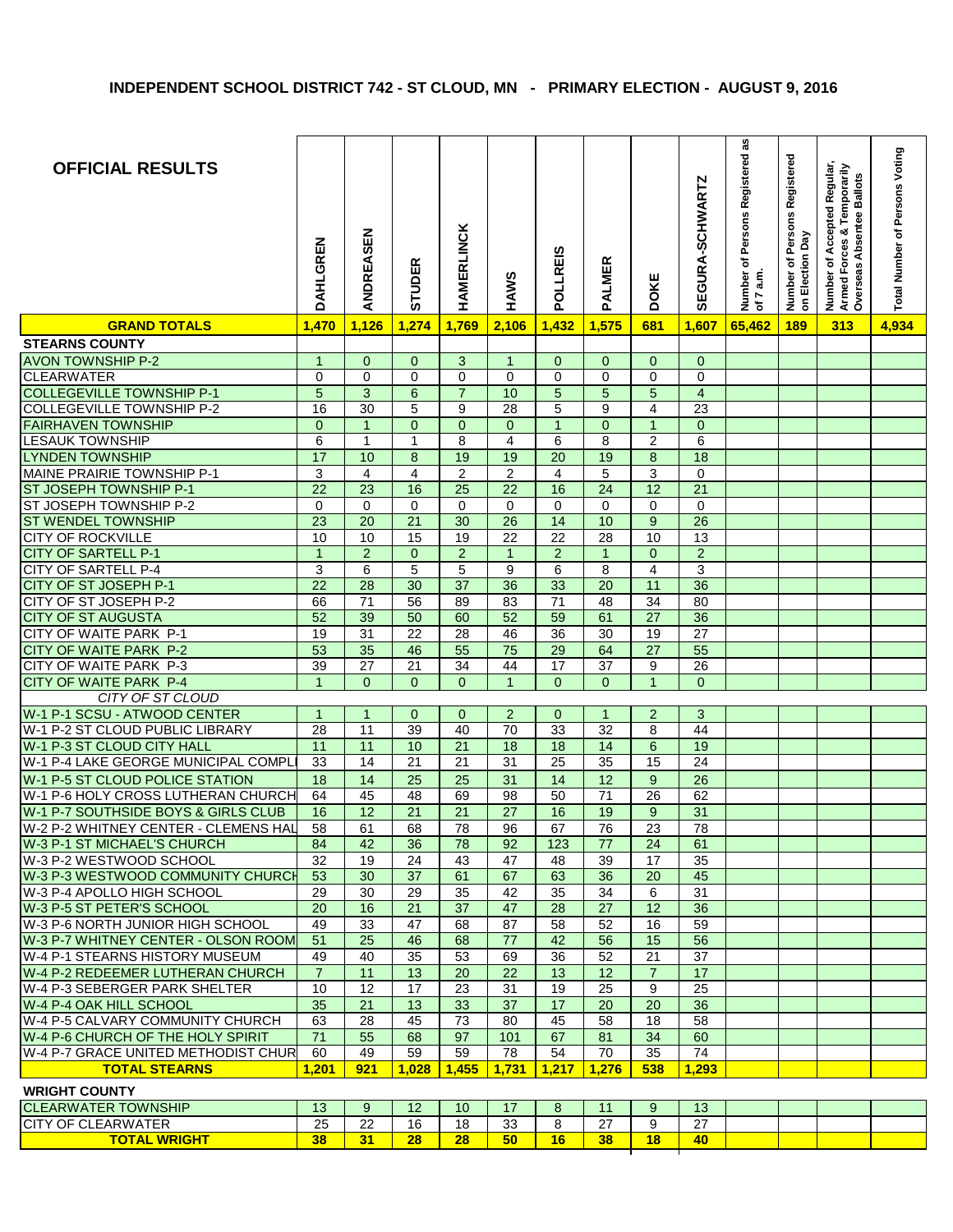# INDEPENDENT SCHOOL DISTRICT 742 - ST CLOUD, MN - PRIMARY ELECTION - AUGUST 9, 2016

| OFFICIAL RESULTS | DAHLGREN | ANDREASEN | STUDER | HAMERLINCK | HAWS | POLLREIS | PALMER | DOKE | SEGURA-SCHWARTZ | Number of Persons Registered as of 7 a.m. | Number of Persons Registered on Election Day | Number of Accepted Regular, Armed Forces & Temporarily Overseas Absentee Ballots | Total Number of Persons Voting |
|---|---|---|---|---|---|---|---|---|---|---|---|---|---|
| **GRAND TOTALS** | **1,470** | **1,126** | **1,274** | **1,769** | **2,106** | **1,432** | **1,575** | **681** | **1,607** | **65,462** | **189** | **313** | **4,934** |
| **STEARNS COUNTY** | | | | | | | | | | | | | |
| AVON TOWNSHIP P-2 | 1 | 0 | 0 | 3 | 1 | 0 | 0 | 0 | 0 | | | | |
| CLEARWATER | 0 | 0 | 0 | 0 | 0 | 0 | 0 | 0 | 0 | | | | |
| COLLEGEVILLE TOWNSHIP P-1 | 5 | 3 | 6 | 7 | 10 | 5 | 5 | 5 | 4 | | | | |
| COLLEGEVILLE TOWNSHIP P-2 | 16 | 30 | 5 | 9 | 28 | 5 | 9 | 4 | 23 | | | | |
| FAIRHAVEN TOWNSHIP | 0 | 1 | 0 | 0 | 0 | 1 | 0 | 1 | 0 | | | | |
| LESAUK TOWNSHIP | 6 | 1 | 1 | 8 | 4 | 6 | 8 | 2 | 6 | | | | |
| LYNDEN TOWNSHIP | 17 | 10 | 8 | 19 | 19 | 20 | 19 | 8 | 18 | | | | |
| MAINE PRAIRIE TOWNSHIP P-1 | 3 | 4 | 4 | 2 | 2 | 4 | 5 | 3 | 0 | | | | |
| ST JOSEPH TOWNSHIP P-1 | 22 | 23 | 16 | 25 | 22 | 16 | 24 | 12 | 21 | | | | |
| ST JOSEPH TOWNSHIP P-2 | 0 | 0 | 0 | 0 | 0 | 0 | 0 | 0 | 0 | | | | |
| ST WENDEL TOWNSHIP | 23 | 20 | 21 | 30 | 26 | 14 | 10 | 9 | 26 | | | | |
| CITY OF ROCKVILLE | 10 | 10 | 15 | 19 | 22 | 22 | 28 | 10 | 13 | | | | |
| CITY OF SARTELL P-1 | 1 | 2 | 0 | 2 | 1 | 2 | 1 | 0 | 2 | | | | |
| CITY OF SARTELL P-4 | 3 | 6 | 5 | 5 | 9 | 6 | 8 | 4 | 3 | | | | |
| CITY OF ST JOSEPH P-1 | 22 | 28 | 30 | 37 | 36 | 33 | 20 | 11 | 36 | | | | |
| CITY OF ST JOSEPH P-2 | 66 | 71 | 56 | 89 | 83 | 71 | 48 | 34 | 80 | | | | |
| CITY OF ST AUGUSTA | 52 | 39 | 50 | 60 | 52 | 59 | 61 | 27 | 36 | | | | |
| CITY OF WAITE PARK P-1 | 19 | 31 | 22 | 28 | 46 | 36 | 30 | 19 | 27 | | | | |
| CITY OF WAITE PARK P-2 | 53 | 35 | 46 | 55 | 75 | 29 | 64 | 27 | 55 | | | | |
| CITY OF WAITE PARK P-3 | 39 | 27 | 21 | 34 | 44 | 17 | 37 | 9 | 26 | | | | |
| CITY OF WAITE PARK P-4 | 1 | 0 | 0 | 0 | 1 | 0 | 0 | 1 | 0 | | | | |
| *CITY OF ST CLOUD* | | | | | | | | | | | | | |
| W-1 P-1 SCSU - ATWOOD CENTER | 1 | 1 | 0 | 0 | 2 | 0 | 1 | 2 | 3 | | | | |
| W-1 P-2 ST CLOUD PUBLIC LIBRARY | 28 | 11 | 39 | 40 | 70 | 33 | 32 | 8 | 44 | | | | |
| W-1 P-3 ST CLOUD CITY HALL | 11 | 11 | 10 | 21 | 18 | 18 | 14 | 6 | 19 | | | | |
| W-1 P-4 LAKE GEORGE MUNICIPAL COMPL | 33 | 14 | 21 | 21 | 31 | 25 | 35 | 15 | 24 | | | | |
| W-1 P-5 ST CLOUD POLICE STATION | 18 | 14 | 25 | 25 | 31 | 14 | 12 | 9 | 26 | | | | |
| W-1 P-6 HOLY CROSS LUTHERAN CHURCH | 64 | 45 | 48 | 69 | 98 | 50 | 71 | 26 | 62 | | | | |
| W-1 P-7 SOUTHSIDE BOYS & GIRLS CLUB | 16 | 12 | 21 | 21 | 27 | 16 | 19 | 9 | 31 | | | | |
| W-2 P-2 WHITNEY CENTER - CLEMENS HAL | 58 | 61 | 68 | 78 | 96 | 67 | 76 | 23 | 78 | | | | |
| W-3 P-1 ST MICHAEL'S CHURCH | 84 | 42 | 36 | 78 | 92 | 123 | 77 | 24 | 61 | | | | |
| W-3 P-2 WESTWOOD SCHOOL | 32 | 19 | 24 | 43 | 47 | 48 | 39 | 17 | 35 | | | | |
| W-3 P-3 WESTWOOD COMMUNITY CHURCH | 53 | 30 | 37 | 61 | 67 | 63 | 36 | 20 | 45 | | | | |
| W-3 P-4 APOLLO HIGH SCHOOL | 29 | 30 | 29 | 35 | 42 | 35 | 34 | 6 | 31 | | | | |
| W-3 P-5 ST PETER'S SCHOOL | 20 | 16 | 21 | 37 | 47 | 28 | 27 | 12 | 36 | | | | |
| W-3 P-6 NORTH JUNIOR HIGH SCHOOL | 49 | 33 | 47 | 68 | 87 | 58 | 52 | 16 | 59 | | | | |
| W-3 P-7 WHITNEY CENTER - OLSON ROOM | 51 | 25 | 46 | 68 | 77 | 42 | 56 | 15 | 56 | | | | |
| W-4 P-1 STEARNS HISTORY MUSEUM | 49 | 40 | 35 | 53 | 69 | 36 | 52 | 21 | 37 | | | | |
| W-4 P-2 REDEEMER LUTHERAN CHURCH | 7 | 11 | 13 | 20 | 22 | 13 | 12 | 7 | 17 | | | | |
| W-4 P-3 SEBERGER PARK SHELTER | 10 | 12 | 17 | 23 | 31 | 19 | 25 | 9 | 25 | | | | |
| W-4 P-4 OAK HILL SCHOOL | 35 | 21 | 13 | 33 | 37 | 17 | 20 | 20 | 36 | | | | |
| W-4 P-5 CALVARY COMMUNITY CHURCH | 63 | 28 | 45 | 73 | 80 | 45 | 58 | 18 | 58 | | | | |
| W-4 P-6 CHURCH OF THE HOLY SPIRIT | 71 | 55 | 68 | 97 | 101 | 67 | 81 | 34 | 60 | | | | |
| W-4 P-7 GRACE UNITED METHODIST CHUR | 60 | 49 | 59 | 59 | 78 | 54 | 70 | 35 | 74 | | | | |
| **TOTAL STEARNS** | **1,201** | **921** | **1,028** | **1,455** | **1,731** | **1,217** | **1,276** | **538** | **1,293** | | | | |
| **WRIGHT COUNTY** | | | | | | | | | | | | | |
| CLEARWATER TOWNSHIP | 13 | 9 | 12 | 10 | 17 | 8 | 11 | 9 | 13 | | | | |
| CITY OF CLEARWATER | 25 | 22 | 16 | 18 | 33 | 8 | 27 | 9 | 27 | | | | |
| **TOTAL WRIGHT** | **38** | **31** | **28** | **28** | **50** | **16** | **38** | **18** | **40** | | | | |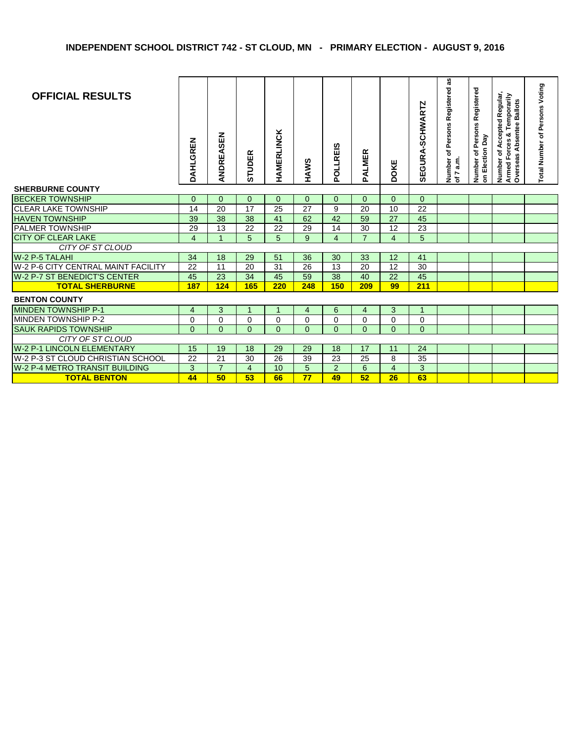## INDEPENDENT SCHOOL DISTRICT 742 - ST CLOUD, MN - PRIMARY ELECTION - AUGUST 9, 2016

| OFFICIAL RESULTS | DAHLGREN | ANDREASEN | STUDER | HAMERLINCK | HAWS | POLLREIS | PALMER | DOKE | SEGURA-SCHWARTZ | Number of Persons Registered as of 7 a.m. | Number of Persons Registered on Election Day | Number of Accepted Regular, Armed Forces & Temporarily Overseas Absentee Ballots | Total Number of Persons Voting |
|---|---|---|---|---|---|---|---|---|---|---|---|---|---|
| **SHERBURNE COUNTY** | | | | | | | | | | | | | |
| BECKER TOWNSHIP | 0 | 0 | 0 | 0 | 0 | 0 | 0 | 0 | 0 | | | | |
| CLEAR LAKE TOWNSHIP | 14 | 20 | 17 | 25 | 27 | 9 | 20 | 10 | 22 | | | | |
| HAVEN TOWNSHIP | 39 | 38 | 38 | 41 | 62 | 42 | 59 | 27 | 45 | | | | |
| PALMER TOWNSHIP | 29 | 13 | 22 | 22 | 29 | 14 | 30 | 12 | 23 | | | | |
| CITY OF CLEAR LAKE | 4 | 1 | 5 | 5 | 9 | 4 | 7 | 4 | 5 | | | | |
| *CITY OF ST CLOUD* | | | | | | | | | | | | | |
| W-2 P-5 TALAHI | 34 | 18 | 29 | 51 | 36 | 30 | 33 | 12 | 41 | | | | |
| W-2 P-6 CITY CENTRAL MAINT FACILITY | 22 | 11 | 20 | 31 | 26 | 13 | 20 | 12 | 30 | | | | |
| W-2 P-7 ST BENEDICT'S CENTER | 45 | 23 | 34 | 45 | 59 | 38 | 40 | 22 | 45 | | | | |
| **TOTAL SHERBURNE** | **187** | **124** | **165** | **220** | **248** | **150** | **209** | **99** | **211** | | | | |
| **BENTON COUNTY** | | | | | | | | | | | | | |
| MINDEN TOWNSHIP P-1 | 4 | 3 | 1 | 1 | 4 | 6 | 4 | 3 | 1 | | | | |
| MINDEN TOWNSHIP P-2 | 0 | 0 | 0 | 0 | 0 | 0 | 0 | 0 | 0 | | | | |
| SAUK RAPIDS TOWNSHIP | 0 | 0 | 0 | 0 | 0 | 0 | 0 | 0 | 0 | | | | |
| *CITY OF ST CLOUD* | | | | | | | | | | | | | |
| W-2 P-1 LINCOLN ELEMENTARY | 15 | 19 | 18 | 29 | 29 | 18 | 17 | 11 | 24 | | | | |
| W-2 P-3 ST CLOUD CHRISTIAN SCHOOL | 22 | 21 | 30 | 26 | 39 | 23 | 25 | 8 | 35 | | | | |
| W-2 P-4 METRO TRANSIT BUILDING | 3 | 7 | 4 | 10 | 5 | 2 | 6 | 4 | 3 | | | | |
| **TOTAL BENTON** | **44** | **50** | **53** | **66** | **77** | **49** | **52** | **26** | **63** | | | | |